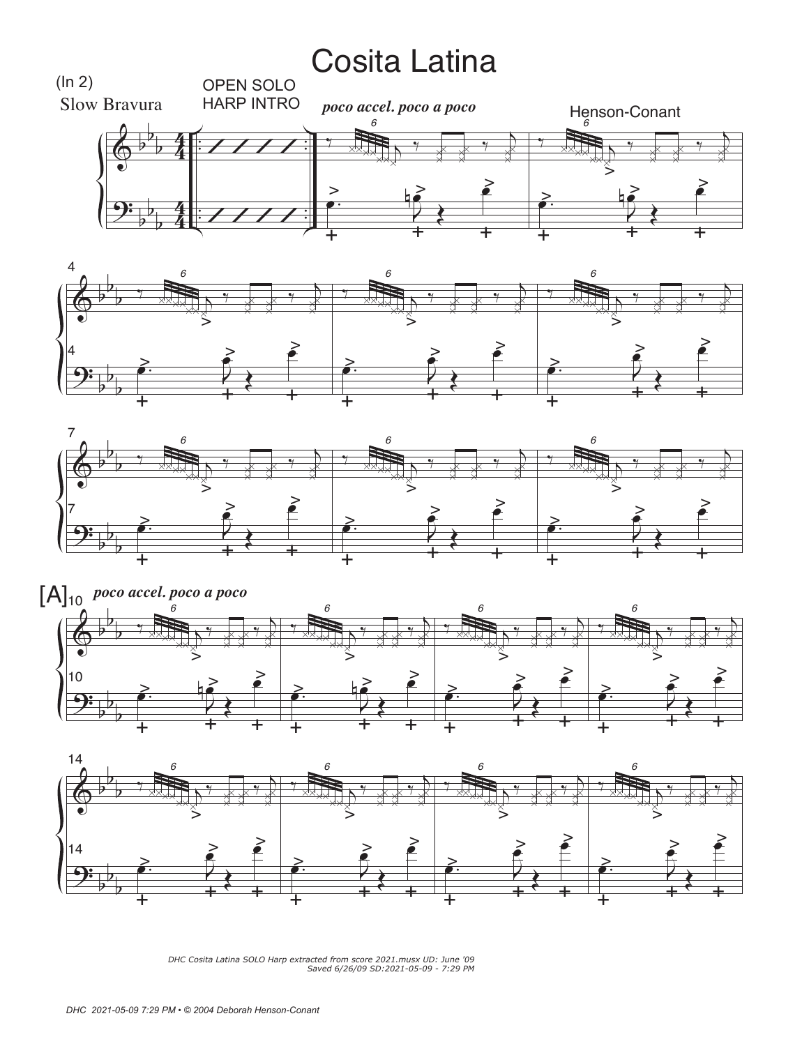# Cosita Latina

(In 2)
Slow Bravura

OPEN SOLO HARP INTRO

*poco accel. poco a poco*

Henson-Conant

[A]

*poco accel. poco a poco*

*DHC Cosita Latina SOLO Harp extracted from score 2021.musx UD: June '09 Saved 6/26/09 SD:2021-05-09 - 7:29 PM*

*DHC 2021-05-09 7:29 PM • © 2004 Deborah Henson-Conant*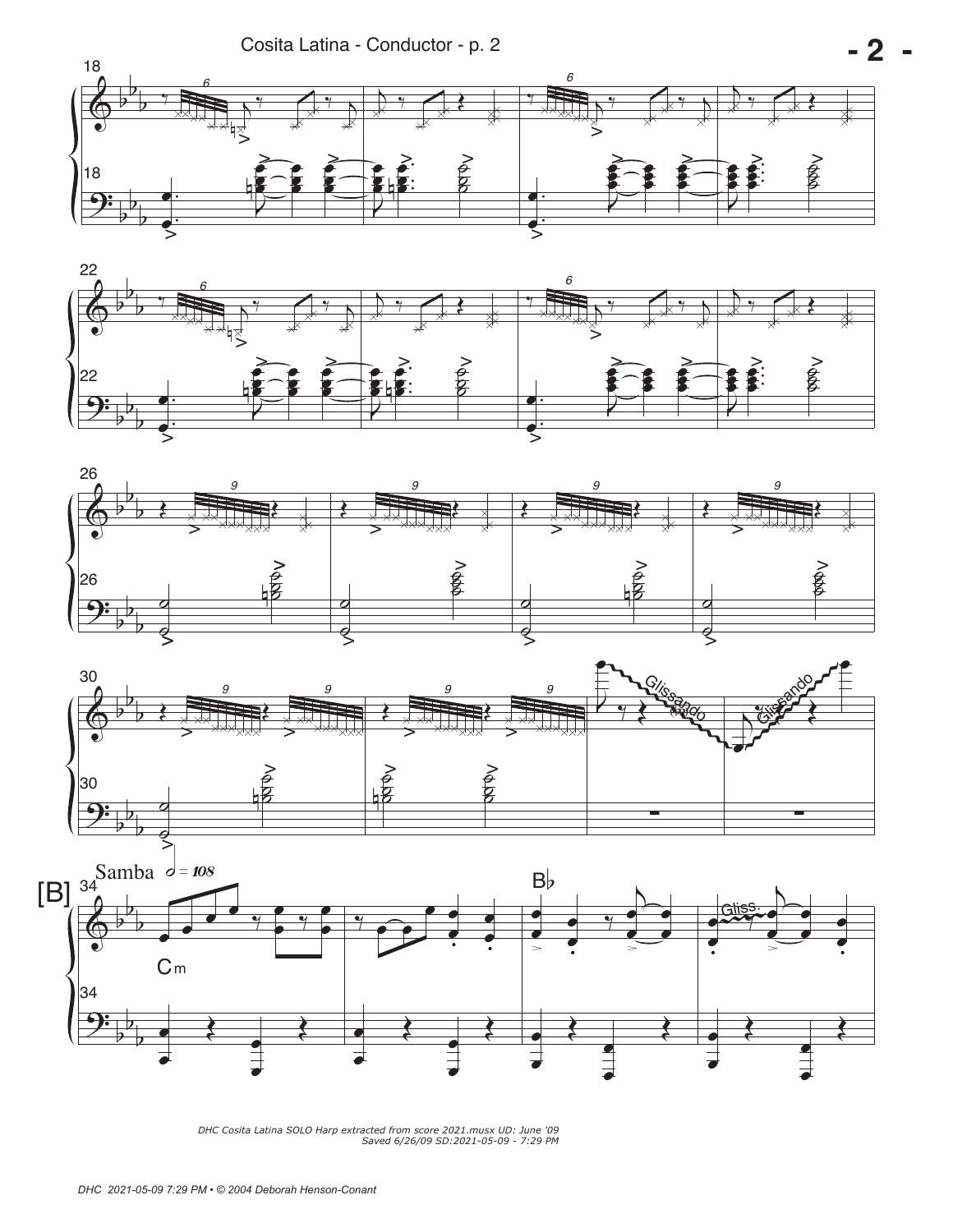[B] Samba ♩ = 108

Cm

B♭

Glissando

Gliss.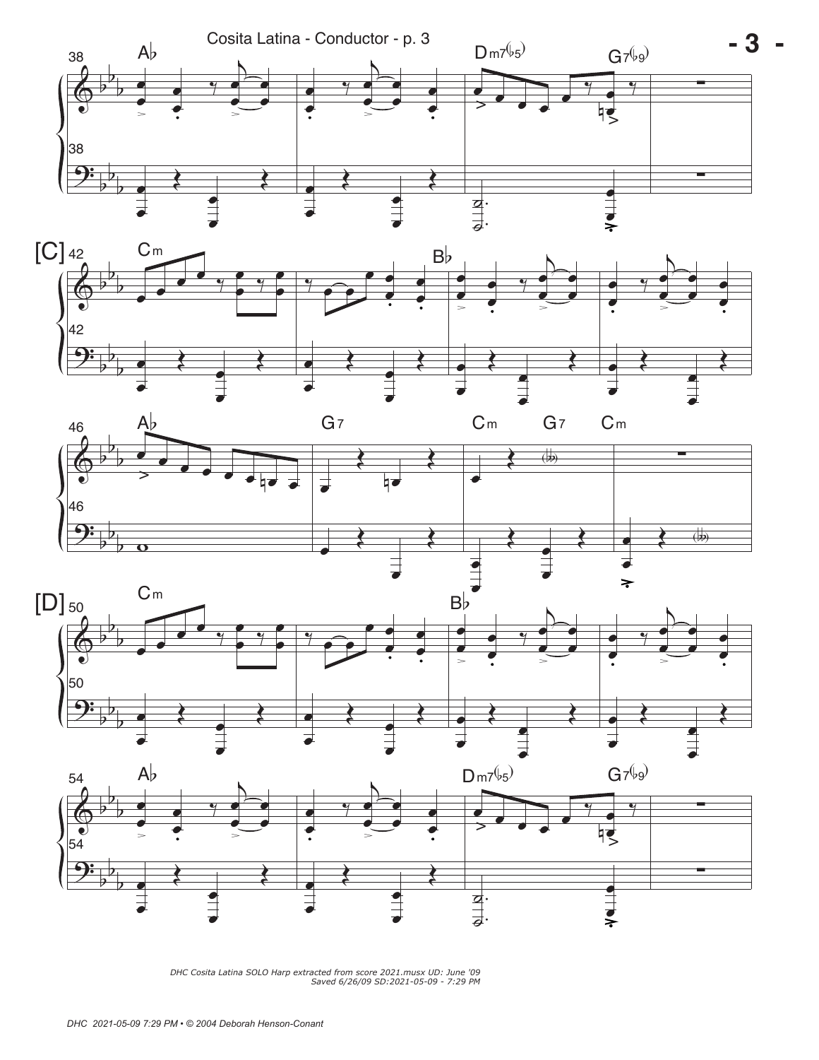38 A♭ — Dm7(♭5) — G7(♭9)

[C] 42 Cm — B♭

46 A♭ — G7 — Cm — G7 — Cm

[D] 50 Cm — B♭

54 A♭ — Dm7(♭5) — G7(♭9)

*DHC Cosita Latina SOLO Harp extracted from score 2021.musx UD: June '09*
*Saved 6/26/09 SD:2021-05-09 - 7:29 PM*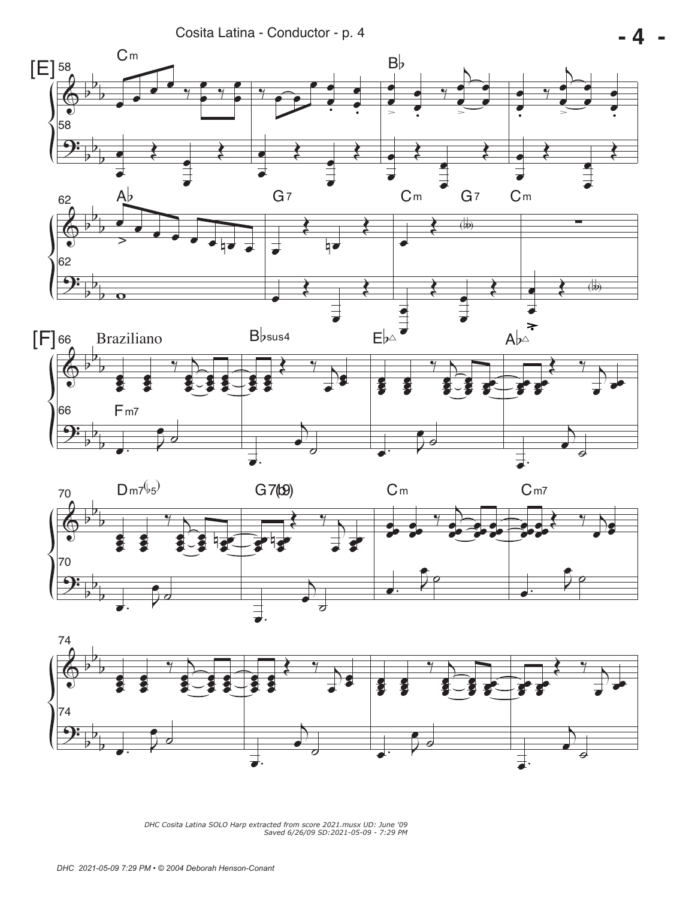[E] 58

Cm | | B♭ |

62

A♭ | G7 | Cm G7 | Cm

[F] 66 Braziliano

Fm7 | B♭sus4 | E♭△ | A♭△

70

Dm7(♭5) | G7(♭9) | Cm | Cm7

74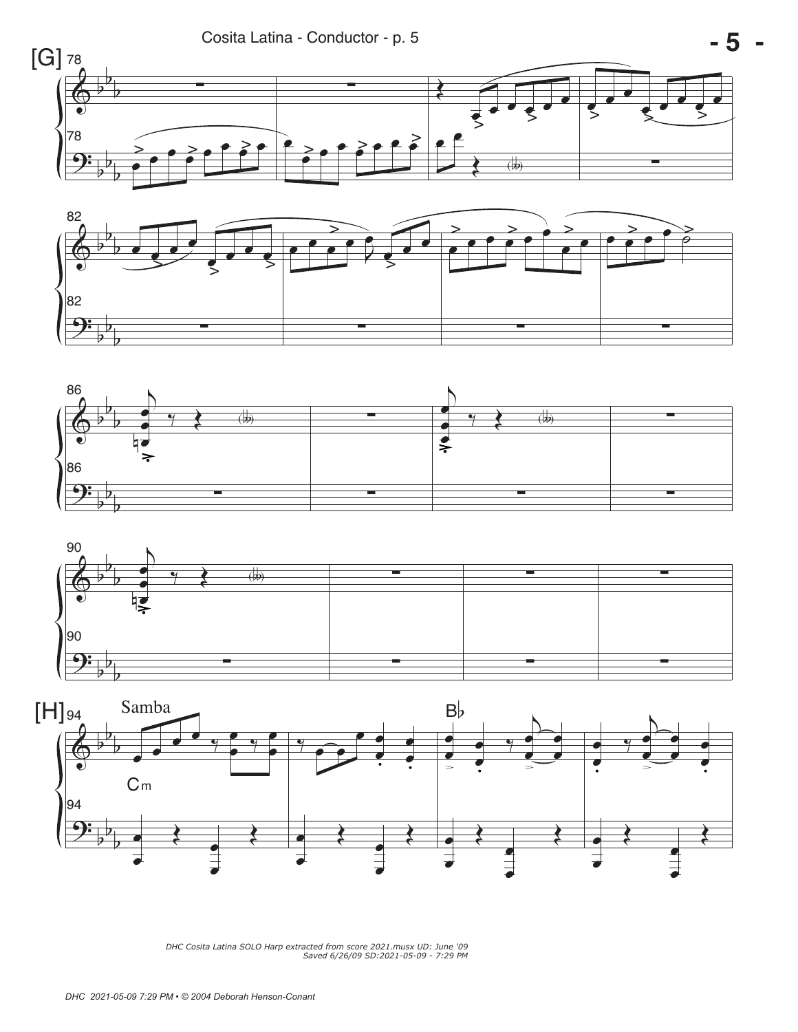[G]

[H] Samba

Cm

B♭

*DHC Cosita Latina SOLO Harp extracted from score 2021.musx UD: June '09*
*Saved 6/26/09 SD:2021-05-09 - 7:29 PM*

*DHC 2021-05-09 7:29 PM • © 2004 Deborah Henson-Conant*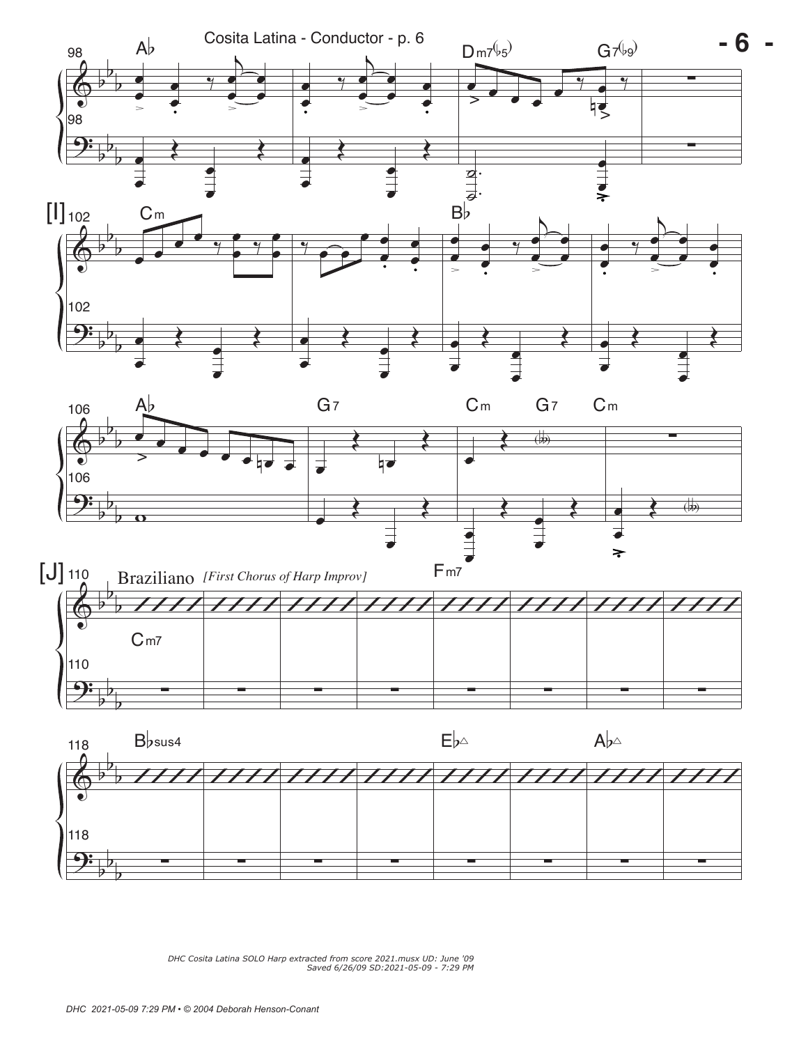Cosita Latina - Conductor - p. 6

[I]

[J] Braziliano *[First Chorus of Harp Improv]*

*DHC Cosita Latina SOLO Harp extracted from score 2021.musx UD: June '09*
*Saved 6/26/09 SD:2021-05-09 - 7:29 PM*

*DHC 2021-05-09 7:29 PM • © 2004 Deborah Henson-Conant*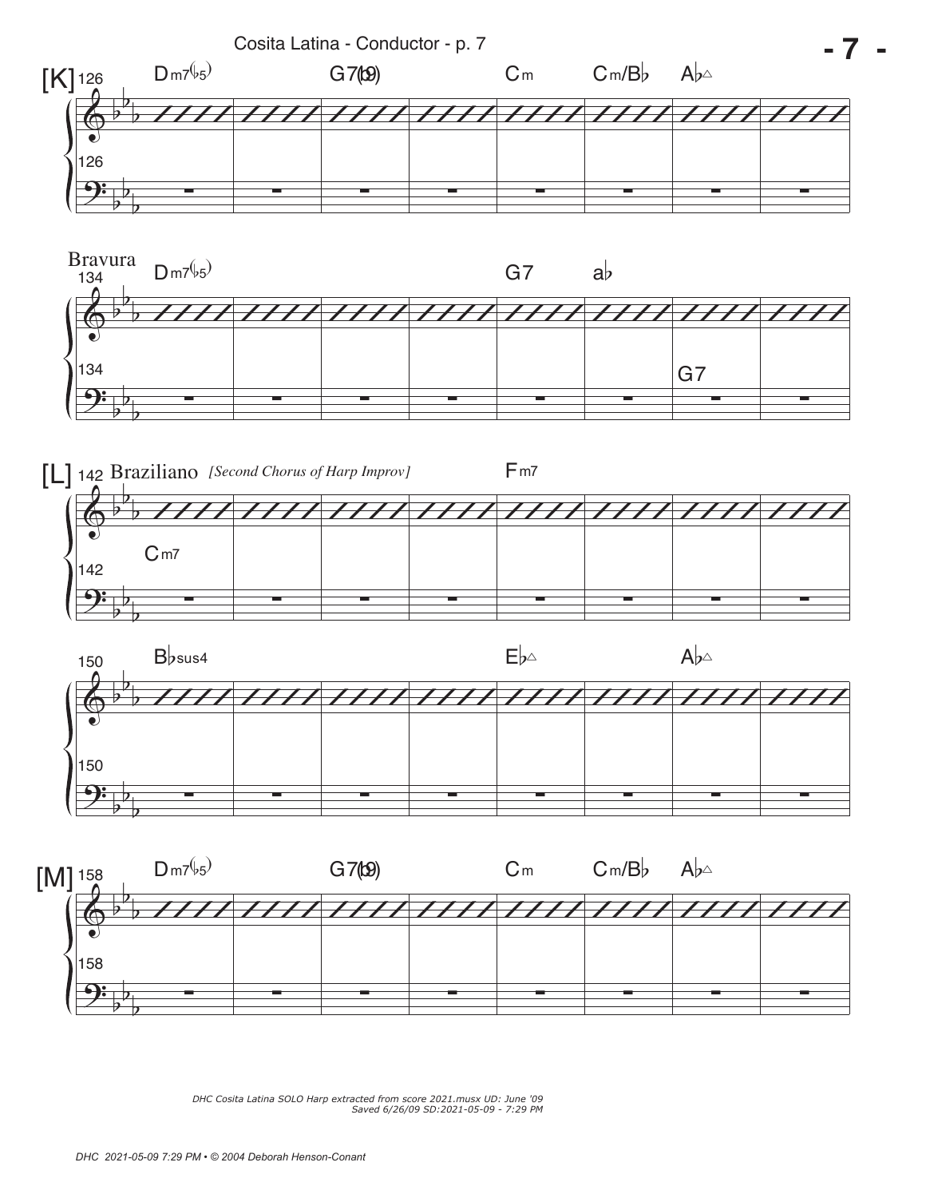Cosita Latina - Conductor - p. 7

[K] 126

Dm7(♭5) G7(♭9) Cm Cm/B♭ A♭△

Bravura 134

Dm7(♭5) G7 a♭

G7

[L] 142 Braziliano *[Second Chorus of Harp Improv]*

Fm7

Cm7

150

B♭sus4 E♭△ A♭△

[M] 158

Dm7(♭5) G7(♭9) Cm Cm/B♭ A♭△

*DHC Cosita Latina SOLO Harp extracted from score 2021.musx UD: June '09*
*Saved 6/26/09 SD:2021-05-09 - 7:29 PM*

*DHC 2021-05-09 7:29 PM • © 2004 Deborah Henson-Conant*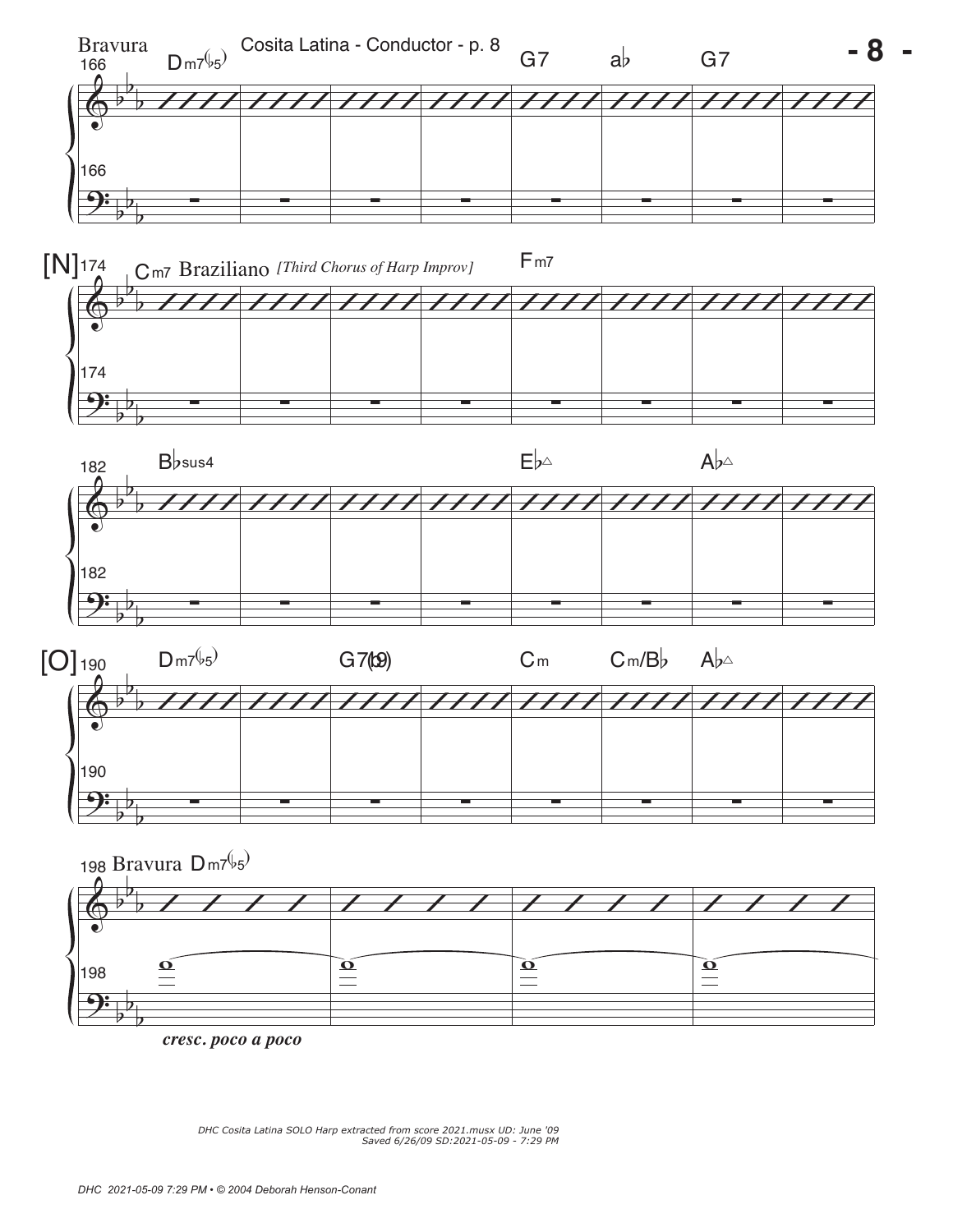Bravura

166 Dm7(♭5) G7 a♭ G7

[N] 174 Cm7 Braziliano *[Third Chorus of Harp Improv]* Fm7

182 B♭sus4 E♭△ A♭△

[O] 190 Dm7(♭5) G7(♭9) Cm Cm/B♭ A♭△

198 Bravura Dm7(♭5)

***cresc. poco a poco***

*DHC Cosita Latina SOLO Harp extracted from score 2021.musx UD: June '09*
*Saved 6/26/09 SD:2021-05-09 - 7:29 PM*

*DHC 2021-05-09 7:29 PM • © 2004 Deborah Henson-Conant*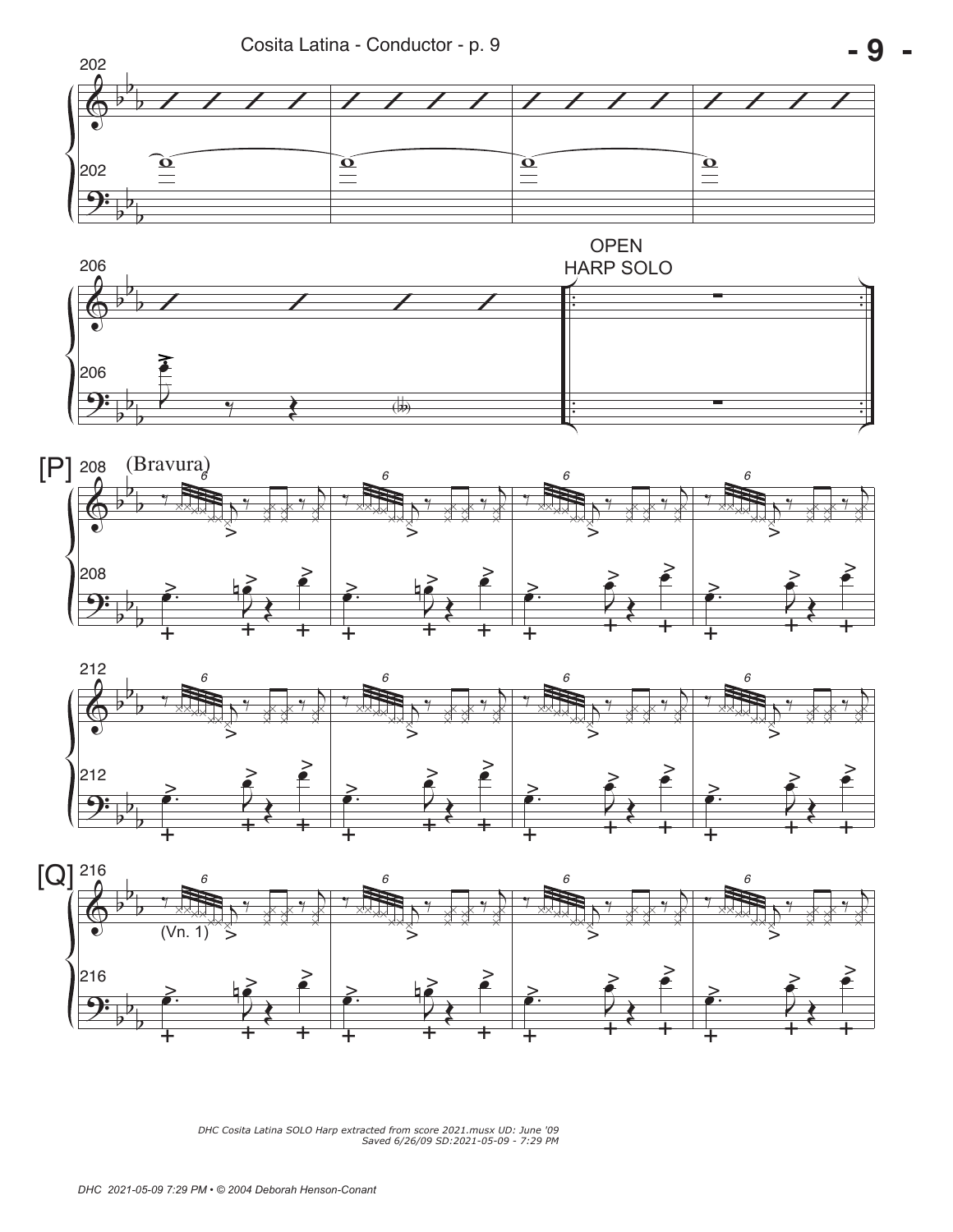OPEN HARP SOLO

[P] (Bravura)

[Q] (Vn. 1)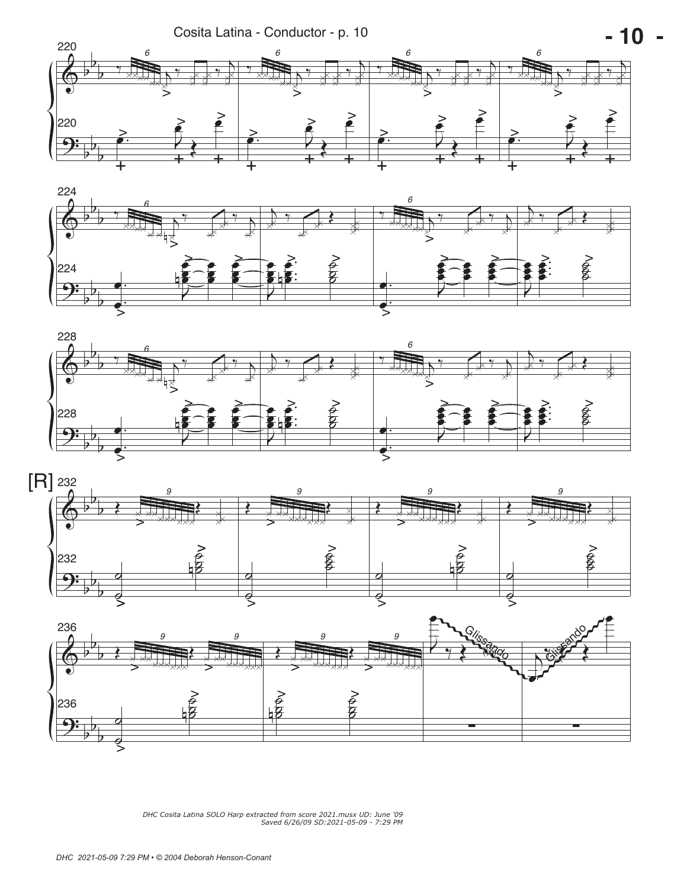[R]

*DHC Cosita Latina SOLO Harp extracted from score 2021.musx UD: June '09 Saved 6/26/09 SD:2021-05-09 - 7:29 PM*

*DHC 2021-05-09 7:29 PM • © 2004 Deborah Henson-Conant*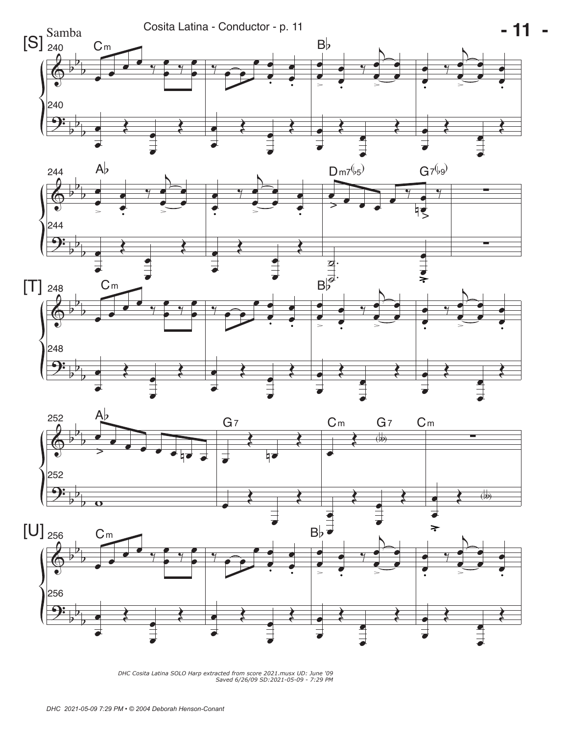[S] Samba

[T]

[U]

*DHC Cosita Latina SOLO Harp extracted from score 2021.musx UD: June '09*
*Saved 6/26/09 SD:2021-05-09 - 7:29 PM*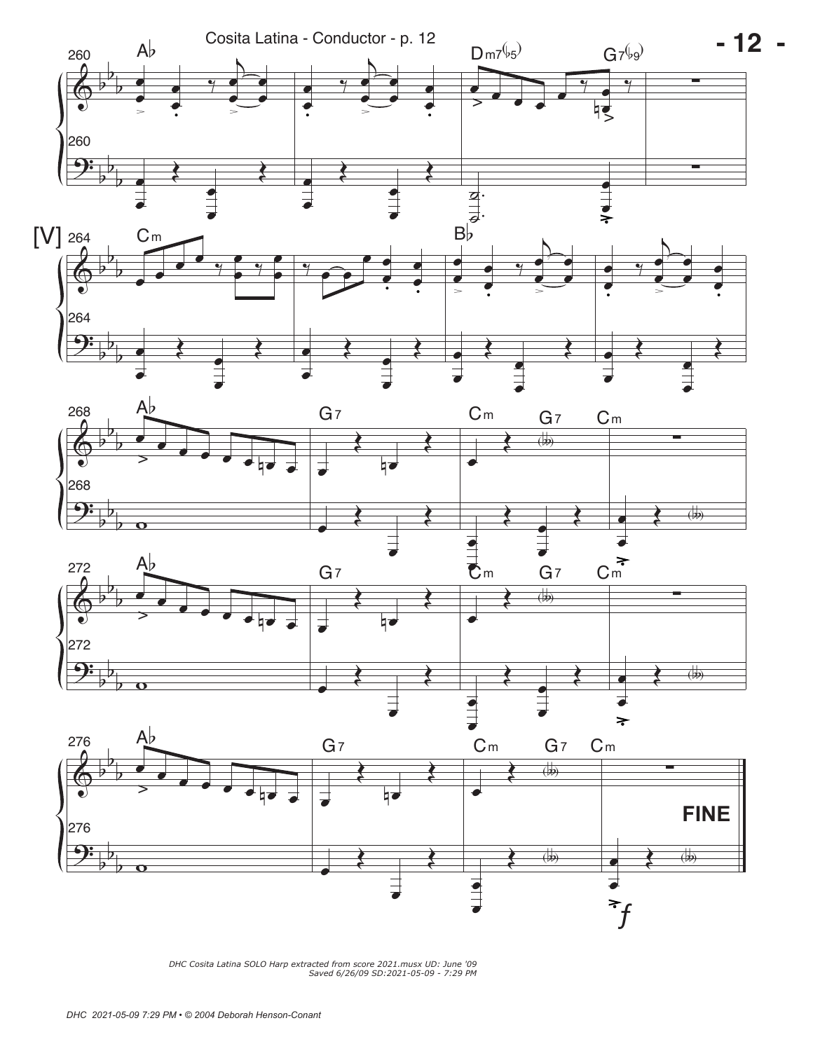FINE

DHC Cosita Latina SOLO Harp extracted from score 2021.musx UD: June '09
Saved 6/26/09 SD:2021-05-09 - 7:29 PM

DHC 2021-05-09 7:29 PM • © 2004 Deborah Henson-Conant